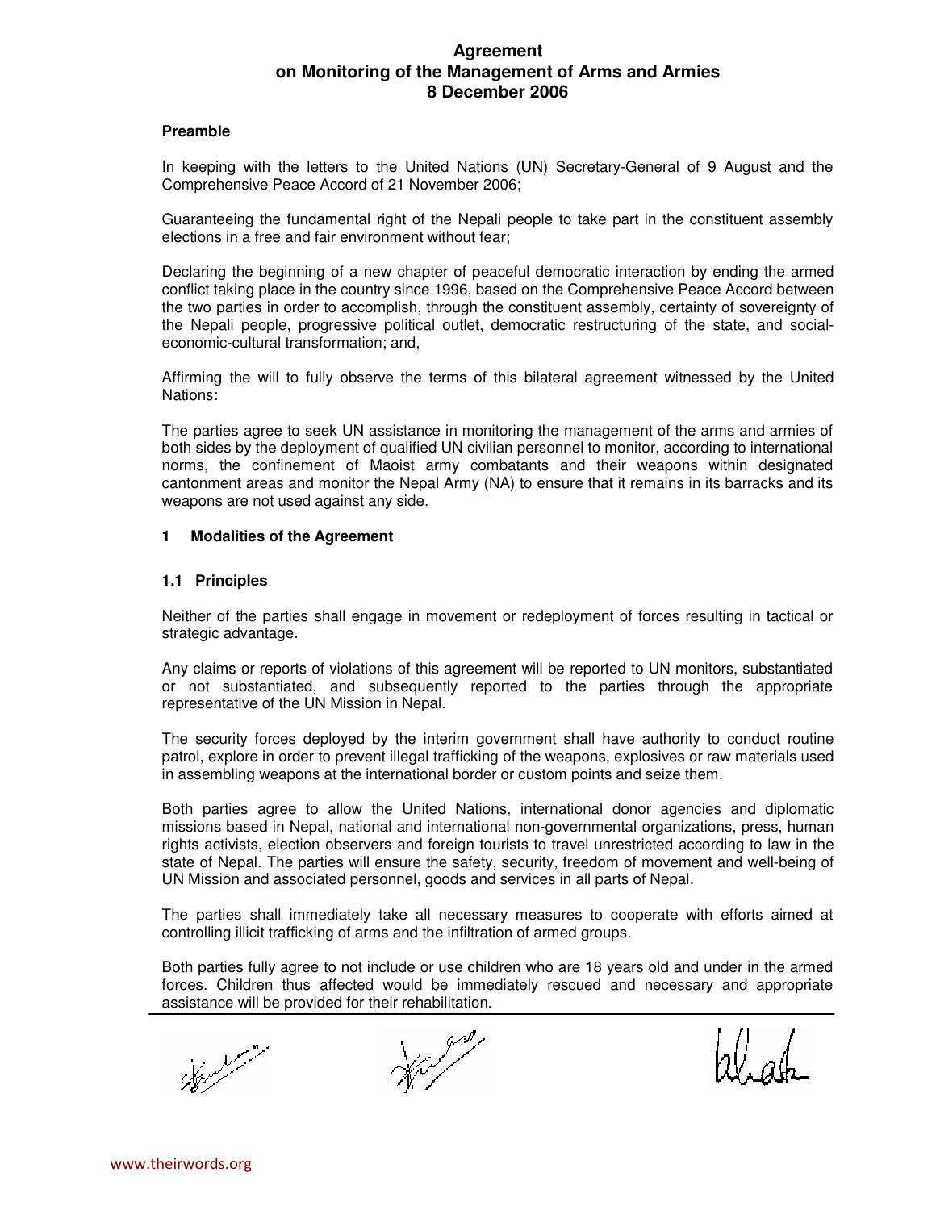# Agreement on Monitoring of the Management of Arms and Armies 8 December 2006

## Preamble

In keeping with the letters to the United Nations (UN) Secretary-General of 9 August and the Comprehensive Peace Accord of 21 November 2006;

Guaranteeing the fundamental right of the Nepali people to take part in the constituent assembly elections in a free and fair environment without fear;

Declaring the beginning of a new chapter of peaceful democratic interaction by ending the armed conflict taking place in the country since 1996, based on the Comprehensive Peace Accord between the two parties in order to accomplish, through the constituent assembly, certainty of sovereignty of the Nepali people, progressive political outlet, democratic restructuring of the state, and social-economic-cultural transformation; and,

Affirming the will to fully observe the terms of this bilateral agreement witnessed by the United Nations:

The parties agree to seek UN assistance in monitoring the management of the arms and armies of both sides by the deployment of qualified UN civilian personnel to monitor, according to international norms, the confinement of Maoist army combatants and their weapons within designated cantonment areas and monitor the Nepal Army (NA) to ensure that it remains in its barracks and its weapons are not used against any side.

## 1 Modalities of the Agreement

### 1.1 Principles

Neither of the parties shall engage in movement or redeployment of forces resulting in tactical or strategic advantage.

Any claims or reports of violations of this agreement will be reported to UN monitors, substantiated or not substantiated, and subsequently reported to the parties through the appropriate representative of the UN Mission in Nepal.

The security forces deployed by the interim government shall have authority to conduct routine patrol, explore in order to prevent illegal trafficking of the weapons, explosives or raw materials used in assembling weapons at the international border or custom points and seize them.

Both parties agree to allow the United Nations, international donor agencies and diplomatic missions based in Nepal, national and international non-governmental organizations, press, human rights activists, election observers and foreign tourists to travel unrestricted according to law in the state of Nepal. The parties will ensure the safety, security, freedom of movement and well-being of UN Mission and associated personnel, goods and services in all parts of Nepal.

The parties shall immediately take all necessary measures to cooperate with efforts aimed at controlling illicit trafficking of arms and the infiltration of armed groups.

Both parties fully agree to not include or use children who are 18 years old and under in the armed forces. Children thus affected would be immediately rescued and necessary and appropriate assistance will be provided for their rehabilitation.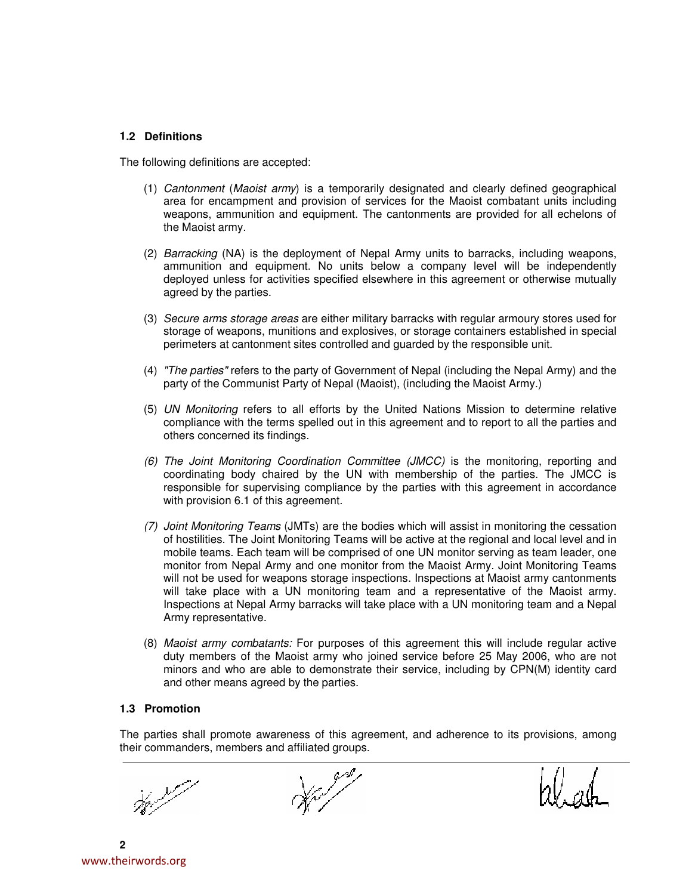### 1.2 Definitions

The following definitions are accepted:

(1) *Cantonment* (*Maoist army*) is a temporarily designated and clearly defined geographical area for encampment and provision of services for the Maoist combatant units including weapons, ammunition and equipment. The cantonments are provided for all echelons of the Maoist army.

(2) *Barracking* (NA) is the deployment of Nepal Army units to barracks, including weapons, ammunition and equipment. No units below a company level will be independently deployed unless for activities specified elsewhere in this agreement or otherwise mutually agreed by the parties.

(3) *Secure arms storage areas* are either military barracks with regular armoury stores used for storage of weapons, munitions and explosives, or storage containers established in special perimeters at cantonment sites controlled and guarded by the responsible unit.

(4) *"The parties"* refers to the party of Government of Nepal (including the Nepal Army) and the party of the Communist Party of Nepal (Maoist), (including the Maoist Army.)

(5) *UN Monitoring* refers to all efforts by the United Nations Mission to determine relative compliance with the terms spelled out in this agreement and to report to all the parties and others concerned its findings.

*(6) The Joint Monitoring Coordination Committee (JMCC)* is the monitoring, reporting and coordinating body chaired by the UN with membership of the parties. The JMCC is responsible for supervising compliance by the parties with this agreement in accordance with provision 6.1 of this agreement.

*(7) Joint Monitoring Teams* (JMTs) are the bodies which will assist in monitoring the cessation of hostilities. The Joint Monitoring Teams will be active at the regional and local level and in mobile teams. Each team will be comprised of one UN monitor serving as team leader, one monitor from Nepal Army and one monitor from the Maoist Army. Joint Monitoring Teams will not be used for weapons storage inspections. Inspections at Maoist army cantonments will take place with a UN monitoring team and a representative of the Maoist army. Inspections at Nepal Army barracks will take place with a UN monitoring team and a Nepal Army representative.

(8) *Maoist army combatants:* For purposes of this agreement this will include regular active duty members of the Maoist army who joined service before 25 May 2006, who are not minors and who are able to demonstrate their service, including by CPN(M) identity card and other means agreed by the parties.

### 1.3 Promotion

The parties shall promote awareness of this agreement, and adherence to its provisions, among their commanders, members and affiliated groups.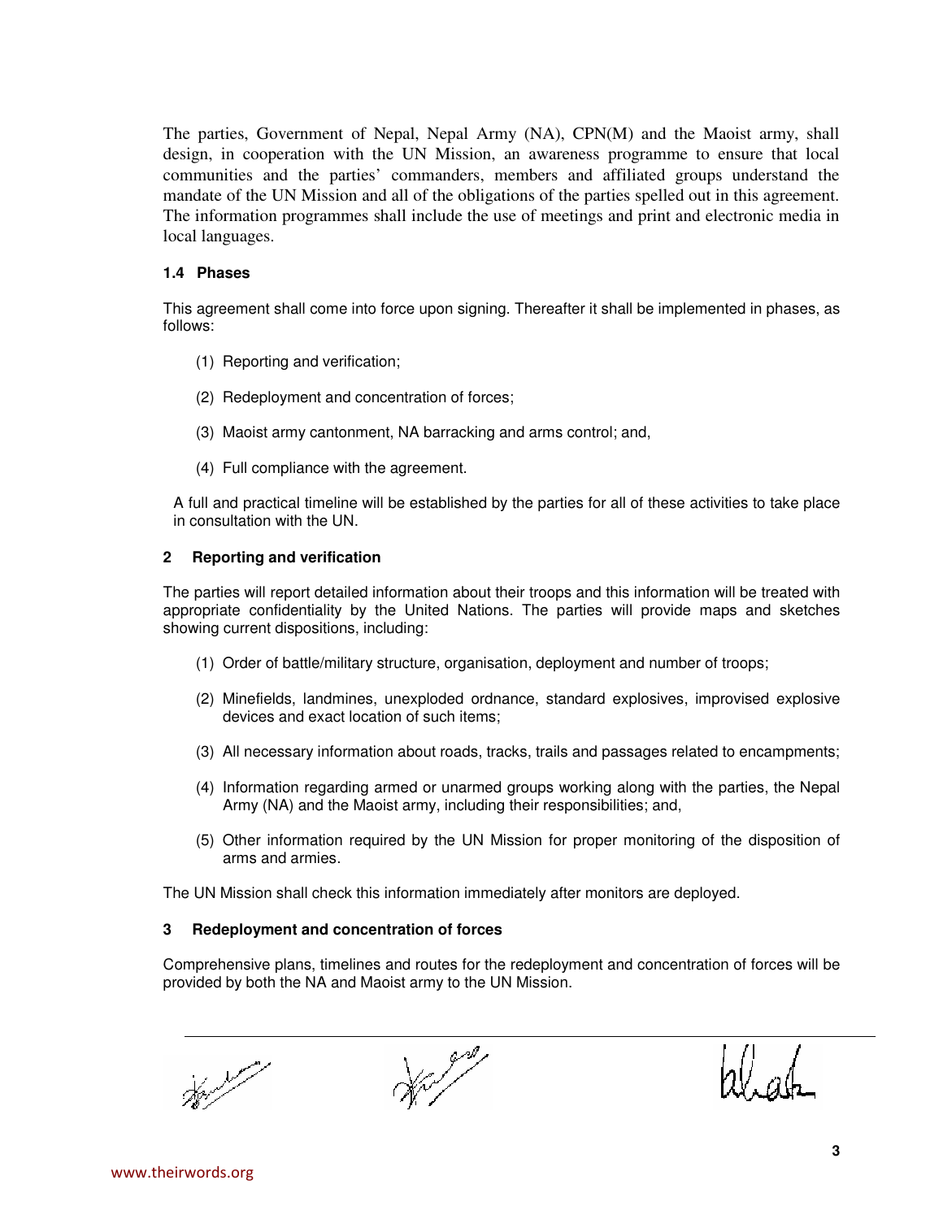The parties, Government of Nepal, Nepal Army (NA), CPN(M) and the Maoist army, shall design, in cooperation with the UN Mission, an awareness programme to ensure that local communities and the parties' commanders, members and affiliated groups understand the mandate of the UN Mission and all of the obligations of the parties spelled out in this agreement. The information programmes shall include the use of meetings and print and electronic media in local languages.

### 1.4 Phases

This agreement shall come into force upon signing. Thereafter it shall be implemented in phases, as follows:

(1) Reporting and verification;

(2) Redeployment and concentration of forces;

(3) Maoist army cantonment, NA barracking and arms control; and,

(4) Full compliance with the agreement.

A full and practical timeline will be established by the parties for all of these activities to take place in consultation with the UN.

## 2 Reporting and verification

The parties will report detailed information about their troops and this information will be treated with appropriate confidentiality by the United Nations. The parties will provide maps and sketches showing current dispositions, including:

(1) Order of battle/military structure, organisation, deployment and number of troops;

(2) Minefields, landmines, unexploded ordnance, standard explosives, improvised explosive devices and exact location of such items;

(3) All necessary information about roads, tracks, trails and passages related to encampments;

(4) Information regarding armed or unarmed groups working along with the parties, the Nepal Army (NA) and the Maoist army, including their responsibilities; and,

(5) Other information required by the UN Mission for proper monitoring of the disposition of arms and armies.

The UN Mission shall check this information immediately after monitors are deployed.

## 3 Redeployment and concentration of forces

Comprehensive plans, timelines and routes for the redeployment and concentration of forces will be provided by both the NA and Maoist army to the UN Mission.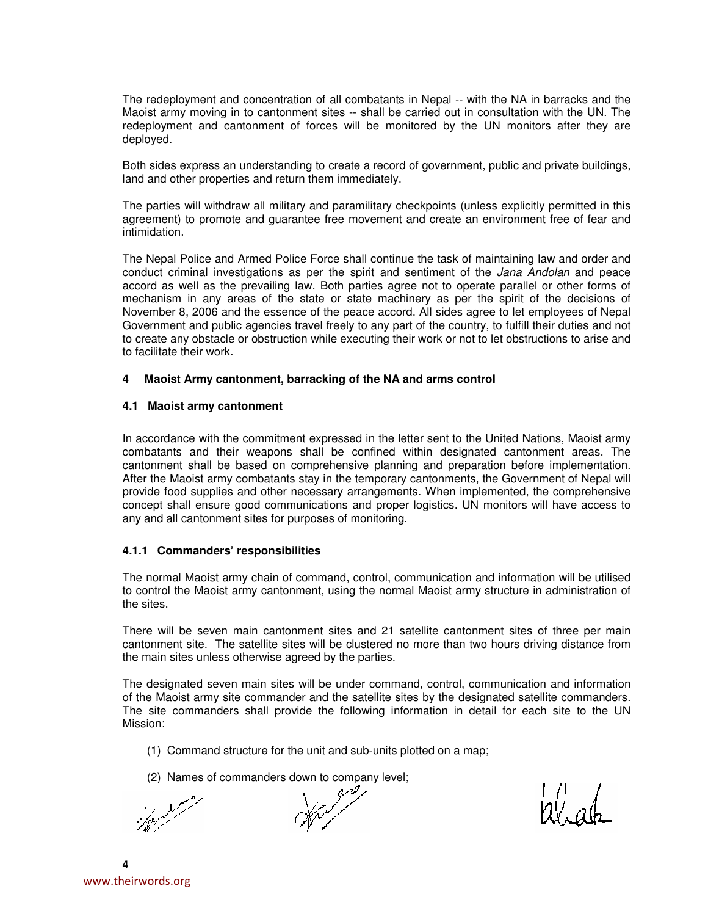The redeployment and concentration of all combatants in Nepal -- with the NA in barracks and the Maoist army moving in to cantonment sites -- shall be carried out in consultation with the UN. The redeployment and cantonment of forces will be monitored by the UN monitors after they are deployed.

Both sides express an understanding to create a record of government, public and private buildings, land and other properties and return them immediately.

The parties will withdraw all military and paramilitary checkpoints (unless explicitly permitted in this agreement) to promote and guarantee free movement and create an environment free of fear and intimidation.

The Nepal Police and Armed Police Force shall continue the task of maintaining law and order and conduct criminal investigations as per the spirit and sentiment of the *Jana Andolan* and peace accord as well as the prevailing law. Both parties agree not to operate parallel or other forms of mechanism in any areas of the state or state machinery as per the spirit of the decisions of November 8, 2006 and the essence of the peace accord. All sides agree to let employees of Nepal Government and public agencies travel freely to any part of the country, to fulfill their duties and not to create any obstacle or obstruction while executing their work or not to let obstructions to arise and to facilitate their work.

## 4 Maoist Army cantonment, barracking of the NA and arms control

### 4.1 Maoist army cantonment

In accordance with the commitment expressed in the letter sent to the United Nations, Maoist army combatants and their weapons shall be confined within designated cantonment areas. The cantonment shall be based on comprehensive planning and preparation before implementation. After the Maoist army combatants stay in the temporary cantonments, the Government of Nepal will provide food supplies and other necessary arrangements. When implemented, the comprehensive concept shall ensure good communications and proper logistics. UN monitors will have access to any and all cantonment sites for purposes of monitoring.

#### 4.1.1 Commanders' responsibilities

The normal Maoist army chain of command, control, communication and information will be utilised to control the Maoist army cantonment, using the normal Maoist army structure in administration of the sites.

There will be seven main cantonment sites and 21 satellite cantonment sites of three per main cantonment site. The satellite sites will be clustered no more than two hours driving distance from the main sites unless otherwise agreed by the parties.

The designated seven main sites will be under command, control, communication and information of the Maoist army site commander and the satellite sites by the designated satellite commanders. The site commanders shall provide the following information in detail for each site to the UN Mission:

(1) Command structure for the unit and sub-units plotted on a map;

(2) Names of commanders down to company level;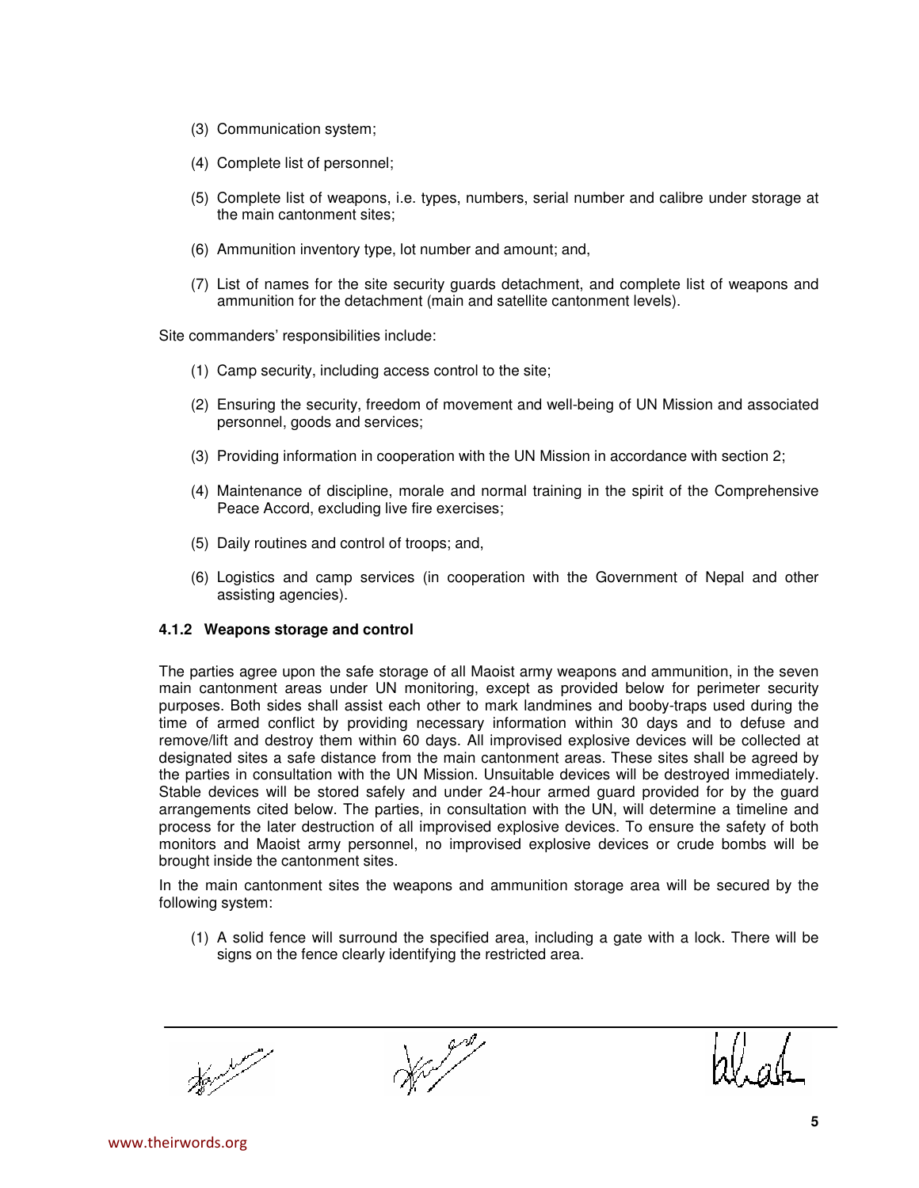(3) Communication system;

(4) Complete list of personnel;

(5) Complete list of weapons, i.e. types, numbers, serial number and calibre under storage at the main cantonment sites;

(6) Ammunition inventory type, lot number and amount; and,

(7) List of names for the site security guards detachment, and complete list of weapons and ammunition for the detachment (main and satellite cantonment levels).

Site commanders' responsibilities include:

(1) Camp security, including access control to the site;

(2) Ensuring the security, freedom of movement and well-being of UN Mission and associated personnel, goods and services;

(3) Providing information in cooperation with the UN Mission in accordance with section 2;

(4) Maintenance of discipline, morale and normal training in the spirit of the Comprehensive Peace Accord, excluding live fire exercises;

(5) Daily routines and control of troops; and,

(6) Logistics and camp services (in cooperation with the Government of Nepal and other assisting agencies).

#### 4.1.2 Weapons storage and control

The parties agree upon the safe storage of all Maoist army weapons and ammunition, in the seven main cantonment areas under UN monitoring, except as provided below for perimeter security purposes. Both sides shall assist each other to mark landmines and booby-traps used during the time of armed conflict by providing necessary information within 30 days and to defuse and remove/lift and destroy them within 60 days. All improvised explosive devices will be collected at designated sites a safe distance from the main cantonment areas. These sites shall be agreed by the parties in consultation with the UN Mission. Unsuitable devices will be destroyed immediately. Stable devices will be stored safely and under 24-hour armed guard provided for by the guard arrangements cited below. The parties, in consultation with the UN, will determine a timeline and process for the later destruction of all improvised explosive devices. To ensure the safety of both monitors and Maoist army personnel, no improvised explosive devices or crude bombs will be brought inside the cantonment sites.

In the main cantonment sites the weapons and ammunition storage area will be secured by the following system:

(1) A solid fence will surround the specified area, including a gate with a lock. There will be signs on the fence clearly identifying the restricted area.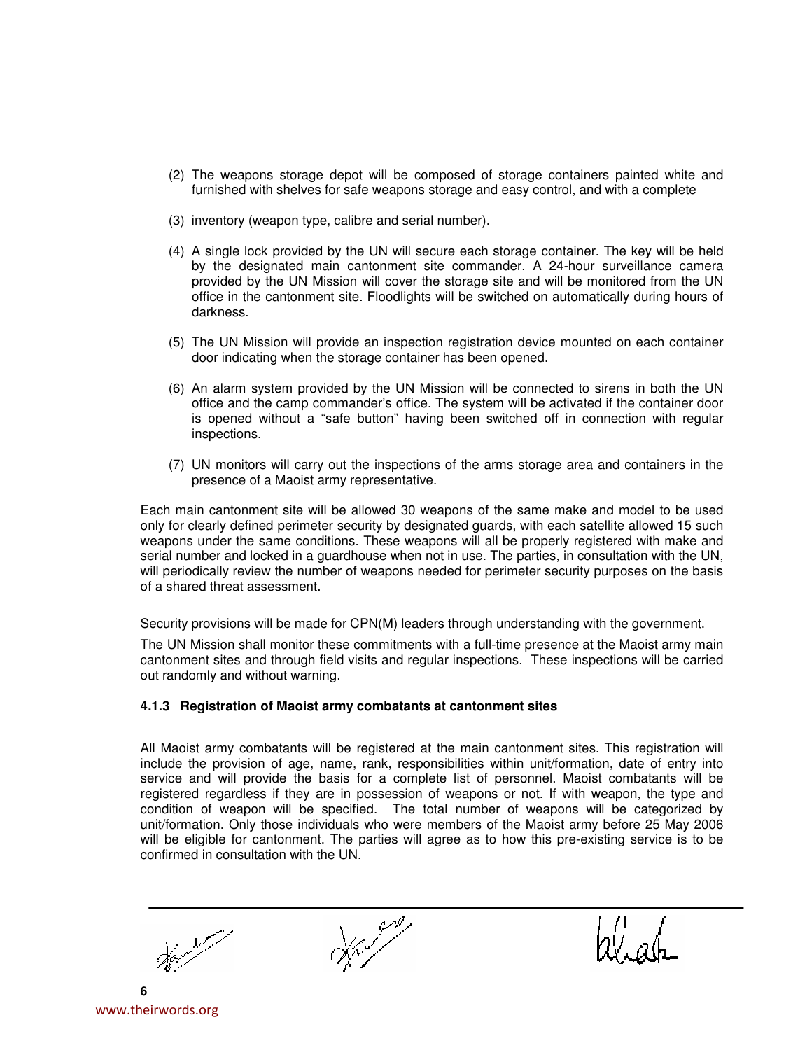(2) The weapons storage depot will be composed of storage containers painted white and furnished with shelves for safe weapons storage and easy control, and with a complete

(3) inventory (weapon type, calibre and serial number).

(4) A single lock provided by the UN will secure each storage container. The key will be held by the designated main cantonment site commander. A 24-hour surveillance camera provided by the UN Mission will cover the storage site and will be monitored from the UN office in the cantonment site. Floodlights will be switched on automatically during hours of darkness.

(5) The UN Mission will provide an inspection registration device mounted on each container door indicating when the storage container has been opened.

(6) An alarm system provided by the UN Mission will be connected to sirens in both the UN office and the camp commander's office. The system will be activated if the container door is opened without a "safe button" having been switched off in connection with regular inspections.

(7) UN monitors will carry out the inspections of the arms storage area and containers in the presence of a Maoist army representative.

Each main cantonment site will be allowed 30 weapons of the same make and model to be used only for clearly defined perimeter security by designated guards, with each satellite allowed 15 such weapons under the same conditions. These weapons will all be properly registered with make and serial number and locked in a guardhouse when not in use. The parties, in consultation with the UN, will periodically review the number of weapons needed for perimeter security purposes on the basis of a shared threat assessment.

Security provisions will be made for CPN(M) leaders through understanding with the government.

The UN Mission shall monitor these commitments with a full-time presence at the Maoist army main cantonment sites and through field visits and regular inspections. These inspections will be carried out randomly and without warning.

#### 4.1.3 Registration of Maoist army combatants at cantonment sites

All Maoist army combatants will be registered at the main cantonment sites. This registration will include the provision of age, name, rank, responsibilities within unit/formation, date of entry into service and will provide the basis for a complete list of personnel. Maoist combatants will be registered regardless if they are in possession of weapons or not. If with weapon, the type and condition of weapon will be specified. The total number of weapons will be categorized by unit/formation. Only those individuals who were members of the Maoist army before 25 May 2006 will be eligible for cantonment. The parties will agree as to how this pre-existing service is to be confirmed in consultation with the UN.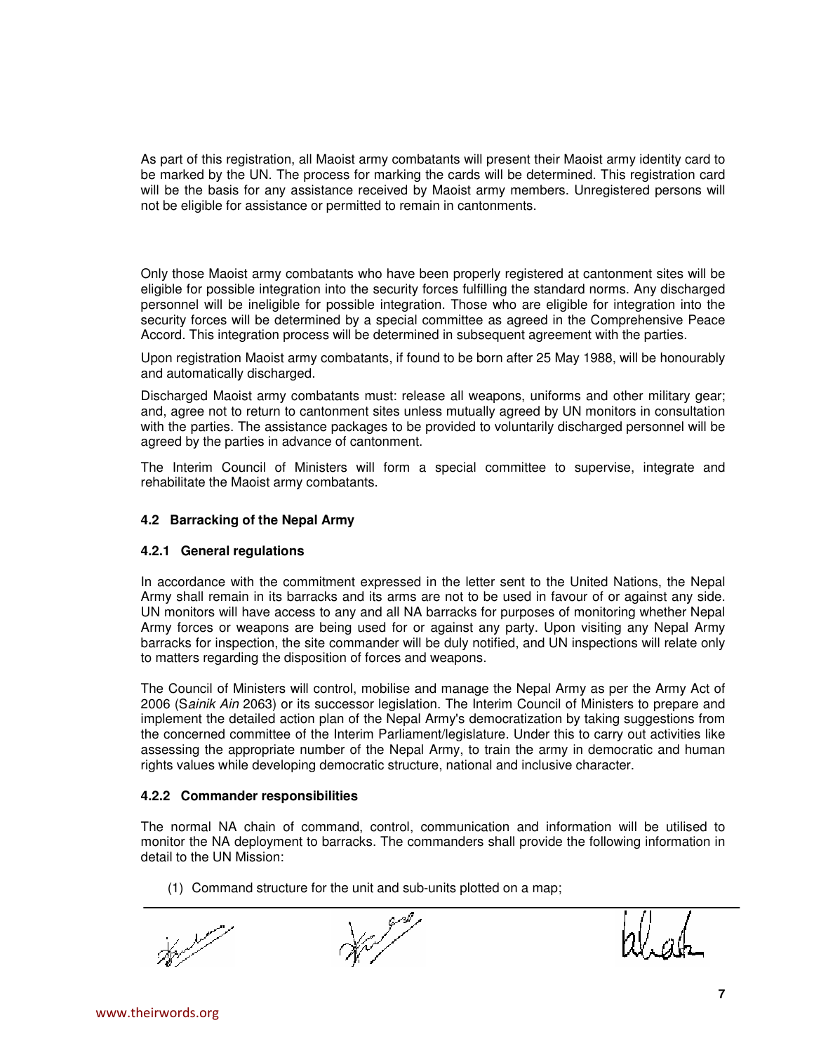As part of this registration, all Maoist army combatants will present their Maoist army identity card to be marked by the UN. The process for marking the cards will be determined. This registration card will be the basis for any assistance received by Maoist army members. Unregistered persons will not be eligible for assistance or permitted to remain in cantonments.

Only those Maoist army combatants who have been properly registered at cantonment sites will be eligible for possible integration into the security forces fulfilling the standard norms. Any discharged personnel will be ineligible for possible integration. Those who are eligible for integration into the security forces will be determined by a special committee as agreed in the Comprehensive Peace Accord. This integration process will be determined in subsequent agreement with the parties.

Upon registration Maoist army combatants, if found to be born after 25 May 1988, will be honourably and automatically discharged.

Discharged Maoist army combatants must: release all weapons, uniforms and other military gear; and, agree not to return to cantonment sites unless mutually agreed by UN monitors in consultation with the parties. The assistance packages to be provided to voluntarily discharged personnel will be agreed by the parties in advance of cantonment.

The Interim Council of Ministers will form a special committee to supervise, integrate and rehabilitate the Maoist army combatants.

### 4.2 Barracking of the Nepal Army

#### 4.2.1 General regulations

In accordance with the commitment expressed in the letter sent to the United Nations, the Nepal Army shall remain in its barracks and its arms are not to be used in favour of or against any side. UN monitors will have access to any and all NA barracks for purposes of monitoring whether Nepal Army forces or weapons are being used for or against any party. Upon visiting any Nepal Army barracks for inspection, the site commander will be duly notified, and UN inspections will relate only to matters regarding the disposition of forces and weapons.

The Council of Ministers will control, mobilise and manage the Nepal Army as per the Army Act of 2006 (S*ainik Ain* 2063) or its successor legislation. The Interim Council of Ministers to prepare and implement the detailed action plan of the Nepal Army's democratization by taking suggestions from the concerned committee of the Interim Parliament/legislature. Under this to carry out activities like assessing the appropriate number of the Nepal Army, to train the army in democratic and human rights values while developing democratic structure, national and inclusive character.

#### 4.2.2 Commander responsibilities

The normal NA chain of command, control, communication and information will be utilised to monitor the NA deployment to barracks. The commanders shall provide the following information in detail to the UN Mission:

(1) Command structure for the unit and sub-units plotted on a map;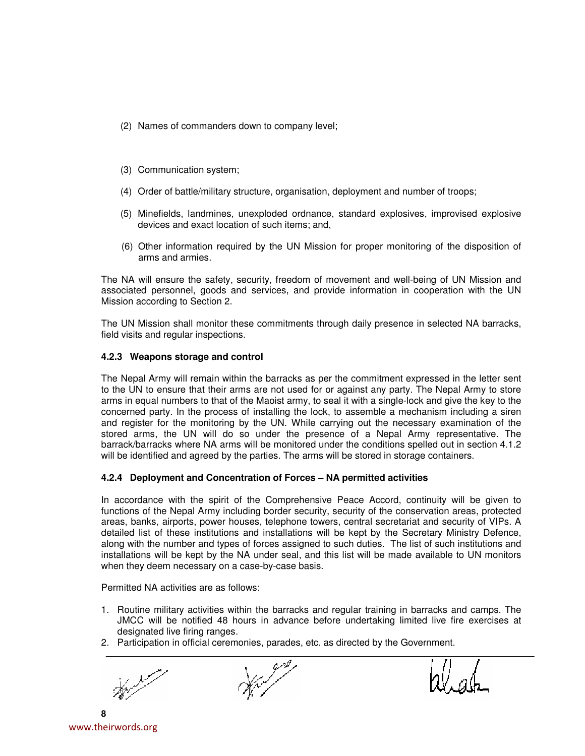(2) Names of commanders down to company level;

(3) Communication system;

(4) Order of battle/military structure, organisation, deployment and number of troops;

(5) Minefields, landmines, unexploded ordnance, standard explosives, improvised explosive devices and exact location of such items; and,

(6) Other information required by the UN Mission for proper monitoring of the disposition of arms and armies.

The NA will ensure the safety, security, freedom of movement and well-being of UN Mission and associated personnel, goods and services, and provide information in cooperation with the UN Mission according to Section 2.

The UN Mission shall monitor these commitments through daily presence in selected NA barracks, field visits and regular inspections.

#### 4.2.3 Weapons storage and control

The Nepal Army will remain within the barracks as per the commitment expressed in the letter sent to the UN to ensure that their arms are not used for or against any party. The Nepal Army to store arms in equal numbers to that of the Maoist army, to seal it with a single-lock and give the key to the concerned party. In the process of installing the lock, to assemble a mechanism including a siren and register for the monitoring by the UN. While carrying out the necessary examination of the stored arms, the UN will do so under the presence of a Nepal Army representative. The barrack/barracks where NA arms will be monitored under the conditions spelled out in section 4.1.2 will be identified and agreed by the parties. The arms will be stored in storage containers.

#### 4.2.4 Deployment and Concentration of Forces – NA permitted activities

In accordance with the spirit of the Comprehensive Peace Accord, continuity will be given to functions of the Nepal Army including border security, security of the conservation areas, protected areas, banks, airports, power houses, telephone towers, central secretariat and security of VIPs. A detailed list of these institutions and installations will be kept by the Secretary Ministry Defence, along with the number and types of forces assigned to such duties. The list of such institutions and installations will be kept by the NA under seal, and this list will be made available to UN monitors when they deem necessary on a case-by-case basis.

Permitted NA activities are as follows:

1. Routine military activities within the barracks and regular training in barracks and camps. The JMCC will be notified 48 hours in advance before undertaking limited live fire exercises at designated live firing ranges.
2. Participation in official ceremonies, parades, etc. as directed by the Government.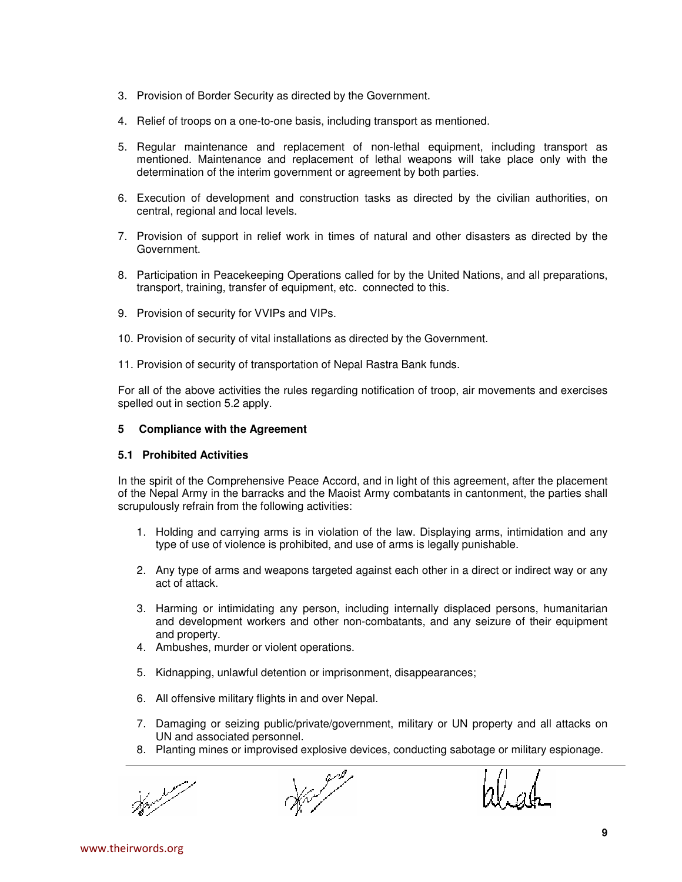3. Provision of Border Security as directed by the Government.

4. Relief of troops on a one-to-one basis, including transport as mentioned.

5. Regular maintenance and replacement of non-lethal equipment, including transport as mentioned. Maintenance and replacement of lethal weapons will take place only with the determination of the interim government or agreement by both parties.

6. Execution of development and construction tasks as directed by the civilian authorities, on central, regional and local levels.

7. Provision of support in relief work in times of natural and other disasters as directed by the Government.

8. Participation in Peacekeeping Operations called for by the United Nations, and all preparations, transport, training, transfer of equipment, etc. connected to this.

9. Provision of security for VVIPs and VIPs.

10. Provision of security of vital installations as directed by the Government.

11. Provision of security of transportation of Nepal Rastra Bank funds.

For all of the above activities the rules regarding notification of troop, air movements and exercises spelled out in section 5.2 apply.

## 5 Compliance with the Agreement

### 5.1 Prohibited Activities

In the spirit of the Comprehensive Peace Accord, and in light of this agreement, after the placement of the Nepal Army in the barracks and the Maoist Army combatants in cantonment, the parties shall scrupulously refrain from the following activities:

1. Holding and carrying arms is in violation of the law. Displaying arms, intimidation and any type of use of violence is prohibited, and use of arms is legally punishable.

2. Any type of arms and weapons targeted against each other in a direct or indirect way or any act of attack.

3. Harming or intimidating any person, including internally displaced persons, humanitarian and development workers and other non-combatants, and any seizure of their equipment and property.

4. Ambushes, murder or violent operations.

5. Kidnapping, unlawful detention or imprisonment, disappearances;

6. All offensive military flights in and over Nepal.

7. Damaging or seizing public/private/government, military or UN property and all attacks on UN and associated personnel.

8. Planting mines or improvised explosive devices, conducting sabotage or military espionage.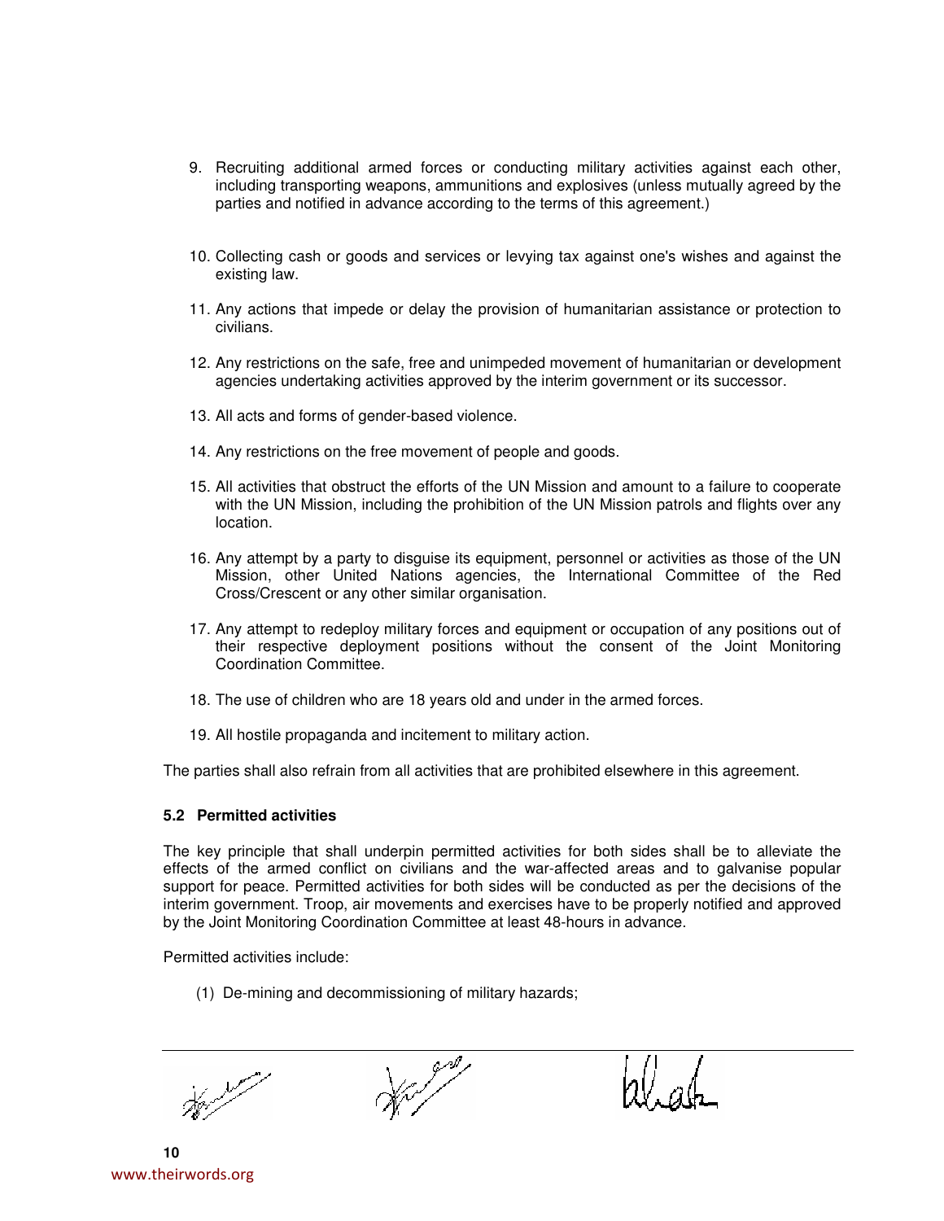9. Recruiting additional armed forces or conducting military activities against each other, including transporting weapons, ammunitions and explosives (unless mutually agreed by the parties and notified in advance according to the terms of this agreement.)

10. Collecting cash or goods and services or levying tax against one's wishes and against the existing law.

11. Any actions that impede or delay the provision of humanitarian assistance or protection to civilians.

12. Any restrictions on the safe, free and unimpeded movement of humanitarian or development agencies undertaking activities approved by the interim government or its successor.

13. All acts and forms of gender-based violence.

14. Any restrictions on the free movement of people and goods.

15. All activities that obstruct the efforts of the UN Mission and amount to a failure to cooperate with the UN Mission, including the prohibition of the UN Mission patrols and flights over any location.

16. Any attempt by a party to disguise its equipment, personnel or activities as those of the UN Mission, other United Nations agencies, the International Committee of the Red Cross/Crescent or any other similar organisation.

17. Any attempt to redeploy military forces and equipment or occupation of any positions out of their respective deployment positions without the consent of the Joint Monitoring Coordination Committee.

18. The use of children who are 18 years old and under in the armed forces.

19. All hostile propaganda and incitement to military action.

The parties shall also refrain from all activities that are prohibited elsewhere in this agreement.

### 5.2 Permitted activities

The key principle that shall underpin permitted activities for both sides shall be to alleviate the effects of the armed conflict on civilians and the war-affected areas and to galvanise popular support for peace. Permitted activities for both sides will be conducted as per the decisions of the interim government. Troop, air movements and exercises have to be properly notified and approved by the Joint Monitoring Coordination Committee at least 48-hours in advance.

Permitted activities include:

(1) De-mining and decommissioning of military hazards;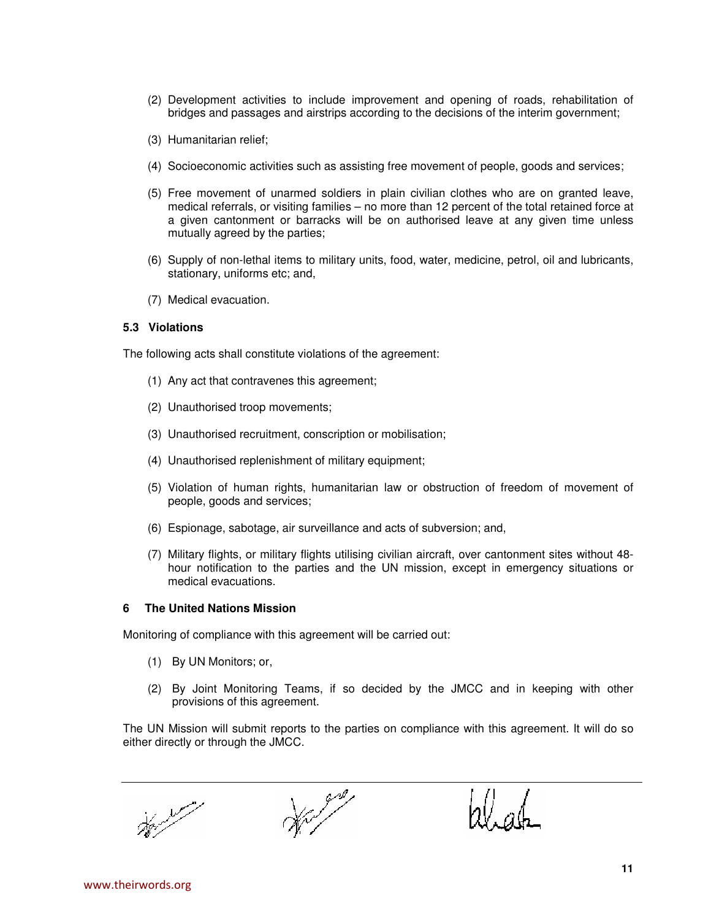(2) Development activities to include improvement and opening of roads, rehabilitation of bridges and passages and airstrips according to the decisions of the interim government;

(3) Humanitarian relief;

(4) Socioeconomic activities such as assisting free movement of people, goods and services;

(5) Free movement of unarmed soldiers in plain civilian clothes who are on granted leave, medical referrals, or visiting families – no more than 12 percent of the total retained force at a given cantonment or barracks will be on authorised leave at any given time unless mutually agreed by the parties;

(6) Supply of non-lethal items to military units, food, water, medicine, petrol, oil and lubricants, stationary, uniforms etc; and,

(7) Medical evacuation.

### 5.3 Violations

The following acts shall constitute violations of the agreement:

(1) Any act that contravenes this agreement;

(2) Unauthorised troop movements;

(3) Unauthorised recruitment, conscription or mobilisation;

(4) Unauthorised replenishment of military equipment;

(5) Violation of human rights, humanitarian law or obstruction of freedom of movement of people, goods and services;

(6) Espionage, sabotage, air surveillance and acts of subversion; and,

(7) Military flights, or military flights utilising civilian aircraft, over cantonment sites without 48-hour notification to the parties and the UN mission, except in emergency situations or medical evacuations.

## 6 The United Nations Mission

Monitoring of compliance with this agreement will be carried out:

(1) By UN Monitors; or,

(2) By Joint Monitoring Teams, if so decided by the JMCC and in keeping with other provisions of this agreement.

The UN Mission will submit reports to the parties on compliance with this agreement. It will do so either directly or through the JMCC.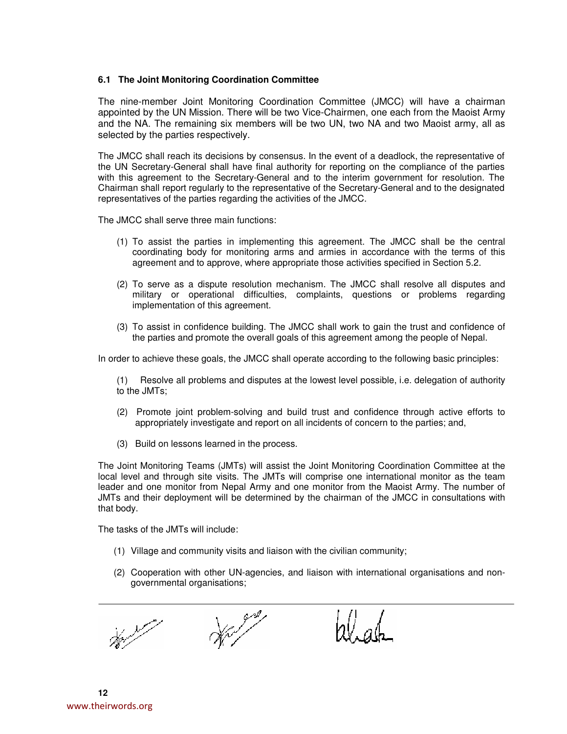### 6.1 The Joint Monitoring Coordination Committee

The nine-member Joint Monitoring Coordination Committee (JMCC) will have a chairman appointed by the UN Mission. There will be two Vice-Chairmen, one each from the Maoist Army and the NA. The remaining six members will be two UN, two NA and two Maoist army, all as selected by the parties respectively.

The JMCC shall reach its decisions by consensus. In the event of a deadlock, the representative of the UN Secretary-General shall have final authority for reporting on the compliance of the parties with this agreement to the Secretary-General and to the interim government for resolution. The Chairman shall report regularly to the representative of the Secretary-General and to the designated representatives of the parties regarding the activities of the JMCC.

The JMCC shall serve three main functions:

(1) To assist the parties in implementing this agreement. The JMCC shall be the central coordinating body for monitoring arms and armies in accordance with the terms of this agreement and to approve, where appropriate those activities specified in Section 5.2.

(2) To serve as a dispute resolution mechanism. The JMCC shall resolve all disputes and military or operational difficulties, complaints, questions or problems regarding implementation of this agreement.

(3) To assist in confidence building. The JMCC shall work to gain the trust and confidence of the parties and promote the overall goals of this agreement among the people of Nepal.

In order to achieve these goals, the JMCC shall operate according to the following basic principles:

(1) Resolve all problems and disputes at the lowest level possible, i.e. delegation of authority to the JMTs;

(2) Promote joint problem-solving and build trust and confidence through active efforts to appropriately investigate and report on all incidents of concern to the parties; and,

(3) Build on lessons learned in the process.

The Joint Monitoring Teams (JMTs) will assist the Joint Monitoring Coordination Committee at the local level and through site visits. The JMTs will comprise one international monitor as the team leader and one monitor from Nepal Army and one monitor from the Maoist Army. The number of JMTs and their deployment will be determined by the chairman of the JMCC in consultations with that body.

The tasks of the JMTs will include:

(1) Village and community visits and liaison with the civilian community;

(2) Cooperation with other UN-agencies, and liaison with international organisations and non-governmental organisations;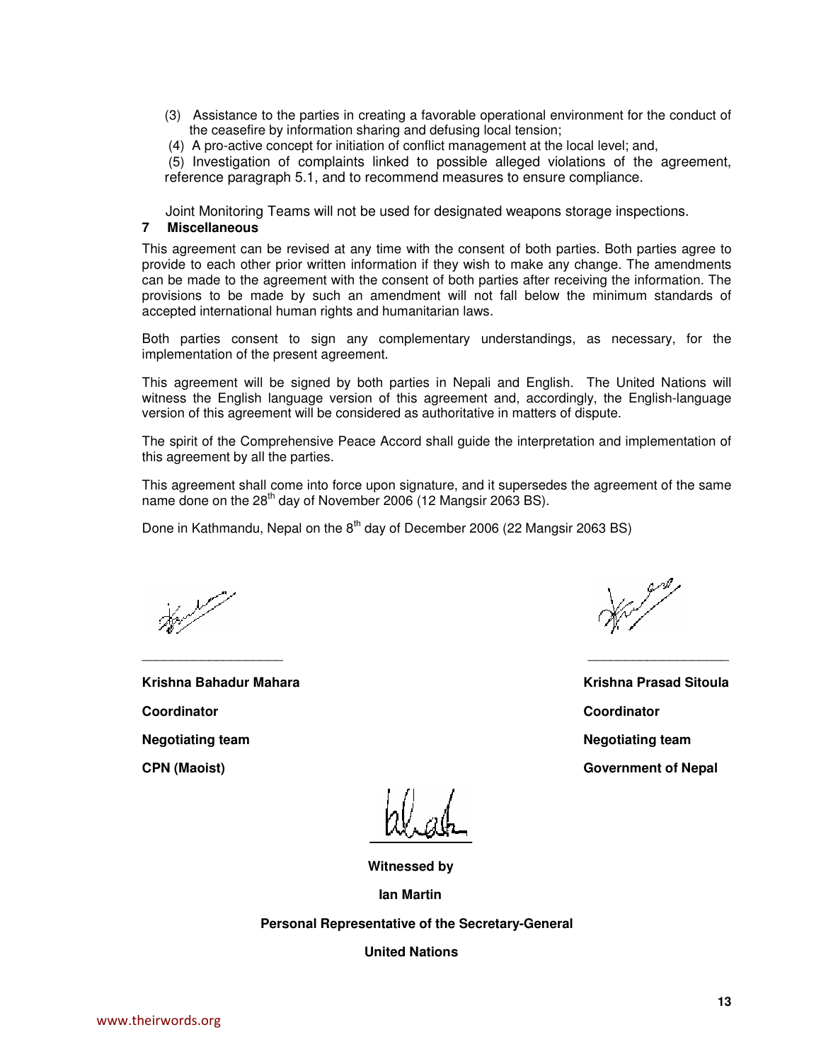(3) Assistance to the parties in creating a favorable operational environment for the conduct of the ceasefire by information sharing and defusing local tension;

(4) A pro-active concept for initiation of conflict management at the local level; and,

(5) Investigation of complaints linked to possible alleged violations of the agreement, reference paragraph 5.1, and to recommend measures to ensure compliance.

Joint Monitoring Teams will not be used for designated weapons storage inspections.

## 7 Miscellaneous

This agreement can be revised at any time with the consent of both parties. Both parties agree to provide to each other prior written information if they wish to make any change. The amendments can be made to the agreement with the consent of both parties after receiving the information. The provisions to be made by such an amendment will not fall below the minimum standards of accepted international human rights and humanitarian laws.

Both parties consent to sign any complementary understandings, as necessary, for the implementation of the present agreement.

This agreement will be signed by both parties in Nepali and English. The United Nations will witness the English language version of this agreement and, accordingly, the English-language version of this agreement will be considered as authoritative in matters of dispute.

The spirit of the Comprehensive Peace Accord shall guide the interpretation and implementation of this agreement by all the parties.

This agreement shall come into force upon signature, and it supersedes the agreement of the same name done on the 28th day of November 2006 (12 Mangsir 2063 BS).

Done in Kathmandu, Nepal on the 8th day of December 2006 (22 Mangsir 2063 BS)

___________________

**Krishna Bahadur Mahara**

**Coordinator**

**Negotiating team**

**CPN (Maoist)**

___________________

**Krishna Prasad Sitoula**

**Coordinator**

**Negotiating team**

**Government of Nepal**

___________________

**Witnessed by**

**Ian Martin**

**Personal Representative of the Secretary-General**

**United Nations**

www.theirwords.org